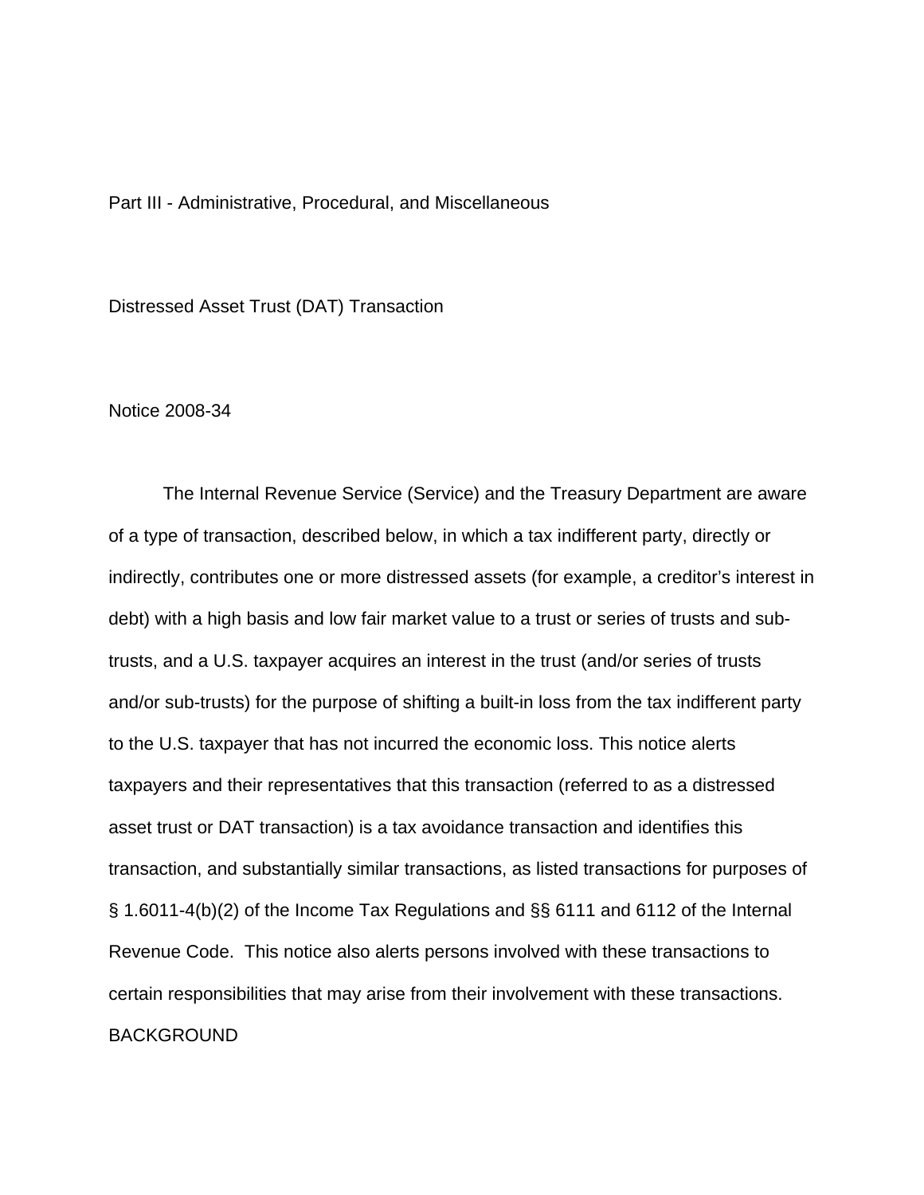Part III - Administrative, Procedural, and Miscellaneous

# Distressed Asset Trust (DAT) Transaction

Notice 2008-34

The Internal Revenue Service (Service) and the Treasury Department are aware of a type of transaction, described below, in which a tax indifferent party, directly or indirectly, contributes one or more distressed assets (for example, a creditor's interest in debt) with a high basis and low fair market value to a trust or series of trusts and sub-trusts, and a U.S. taxpayer acquires an interest in the trust (and/or series of trusts and/or sub-trusts) for the purpose of shifting a built-in loss from the tax indifferent party to the U.S. taxpayer that has not incurred the economic loss. This notice alerts taxpayers and their representatives that this transaction (referred to as a distressed asset trust or DAT transaction) is a tax avoidance transaction and identifies this transaction, and substantially similar transactions, as listed transactions for purposes of § 1.6011-4(b)(2) of the Income Tax Regulations and §§ 6111 and 6112 of the Internal Revenue Code. This notice also alerts persons involved with these transactions to certain responsibilities that may arise from their involvement with these transactions.

## BACKGROUND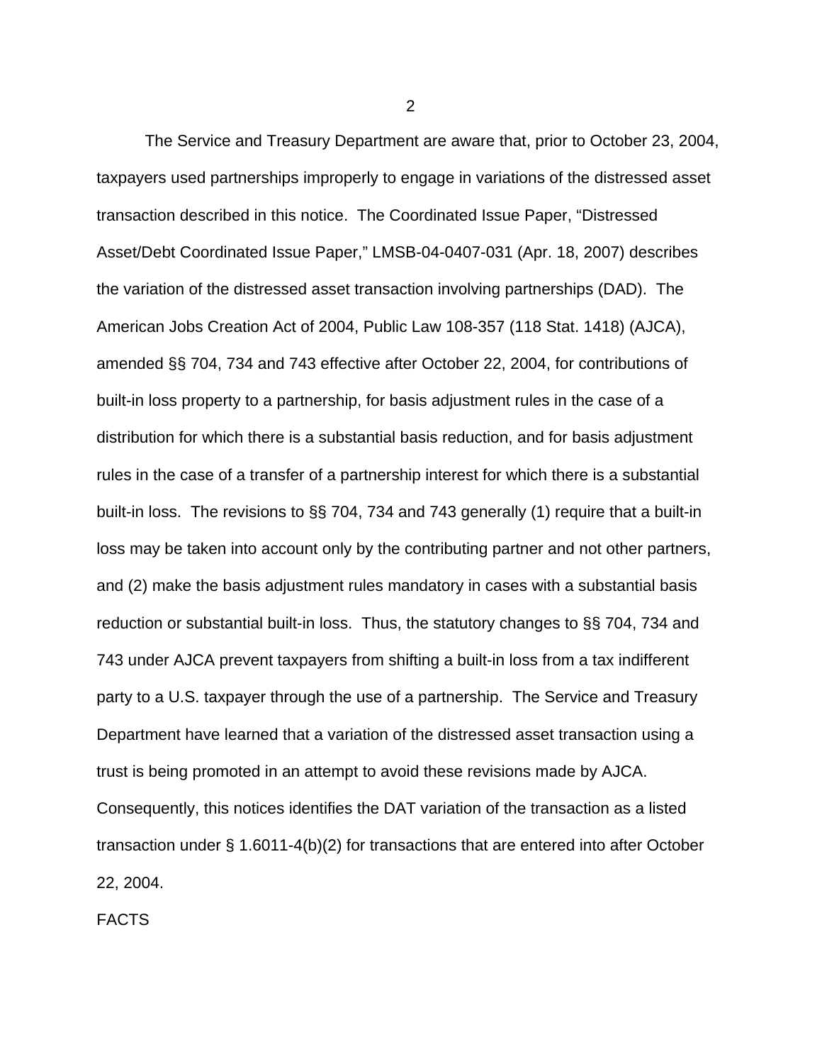The Service and Treasury Department are aware that, prior to October 23, 2004, taxpayers used partnerships improperly to engage in variations of the distressed asset transaction described in this notice. The Coordinated Issue Paper, "Distressed Asset/Debt Coordinated Issue Paper," LMSB-04-0407-031 (Apr. 18, 2007) describes the variation of the distressed asset transaction involving partnerships (DAD). The American Jobs Creation Act of 2004, Public Law 108-357 (118 Stat. 1418) (AJCA), amended §§ 704, 734 and 743 effective after October 22, 2004, for contributions of built-in loss property to a partnership, for basis adjustment rules in the case of a distribution for which there is a substantial basis reduction, and for basis adjustment rules in the case of a transfer of a partnership interest for which there is a substantial built-in loss. The revisions to §§ 704, 734 and 743 generally (1) require that a built-in loss may be taken into account only by the contributing partner and not other partners, and (2) make the basis adjustment rules mandatory in cases with a substantial basis reduction or substantial built-in loss. Thus, the statutory changes to §§ 704, 734 and 743 under AJCA prevent taxpayers from shifting a built-in loss from a tax indifferent party to a U.S. taxpayer through the use of a partnership. The Service and Treasury Department have learned that a variation of the distressed asset transaction using a trust is being promoted in an attempt to avoid these revisions made by AJCA. Consequently, this notices identifies the DAT variation of the transaction as a listed transaction under § 1.6011-4(b)(2) for transactions that are entered into after October 22, 2004.

FACTS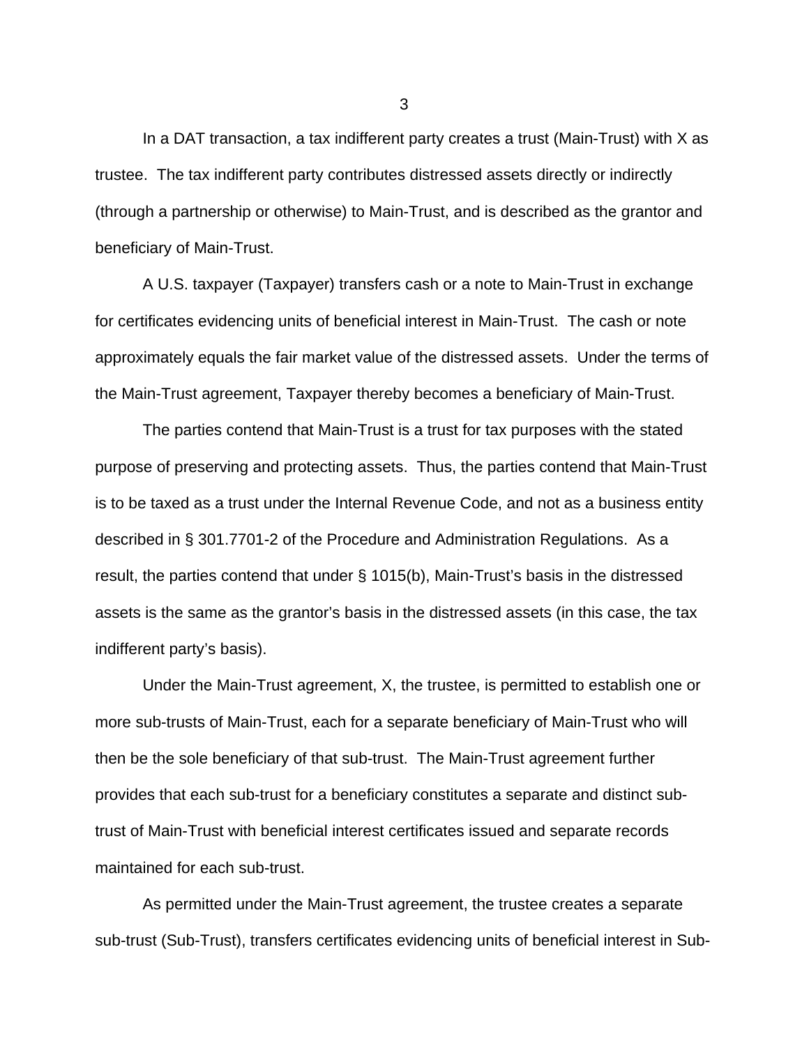In a DAT transaction, a tax indifferent party creates a trust (Main-Trust) with X as trustee. The tax indifferent party contributes distressed assets directly or indirectly (through a partnership or otherwise) to Main-Trust, and is described as the grantor and beneficiary of Main-Trust.

A U.S. taxpayer (Taxpayer) transfers cash or a note to Main-Trust in exchange for certificates evidencing units of beneficial interest in Main-Trust. The cash or note approximately equals the fair market value of the distressed assets. Under the terms of the Main-Trust agreement, Taxpayer thereby becomes a beneficiary of Main-Trust.

The parties contend that Main-Trust is a trust for tax purposes with the stated purpose of preserving and protecting assets. Thus, the parties contend that Main-Trust is to be taxed as a trust under the Internal Revenue Code, and not as a business entity described in § 301.7701-2 of the Procedure and Administration Regulations. As a result, the parties contend that under § 1015(b), Main-Trust's basis in the distressed assets is the same as the grantor's basis in the distressed assets (in this case, the tax indifferent party's basis).

Under the Main-Trust agreement, X, the trustee, is permitted to establish one or more sub-trusts of Main-Trust, each for a separate beneficiary of Main-Trust who will then be the sole beneficiary of that sub-trust. The Main-Trust agreement further provides that each sub-trust for a beneficiary constitutes a separate and distinct sub-trust of Main-Trust with beneficial interest certificates issued and separate records maintained for each sub-trust.

As permitted under the Main-Trust agreement, the trustee creates a separate sub-trust (Sub-Trust), transfers certificates evidencing units of beneficial interest in Sub-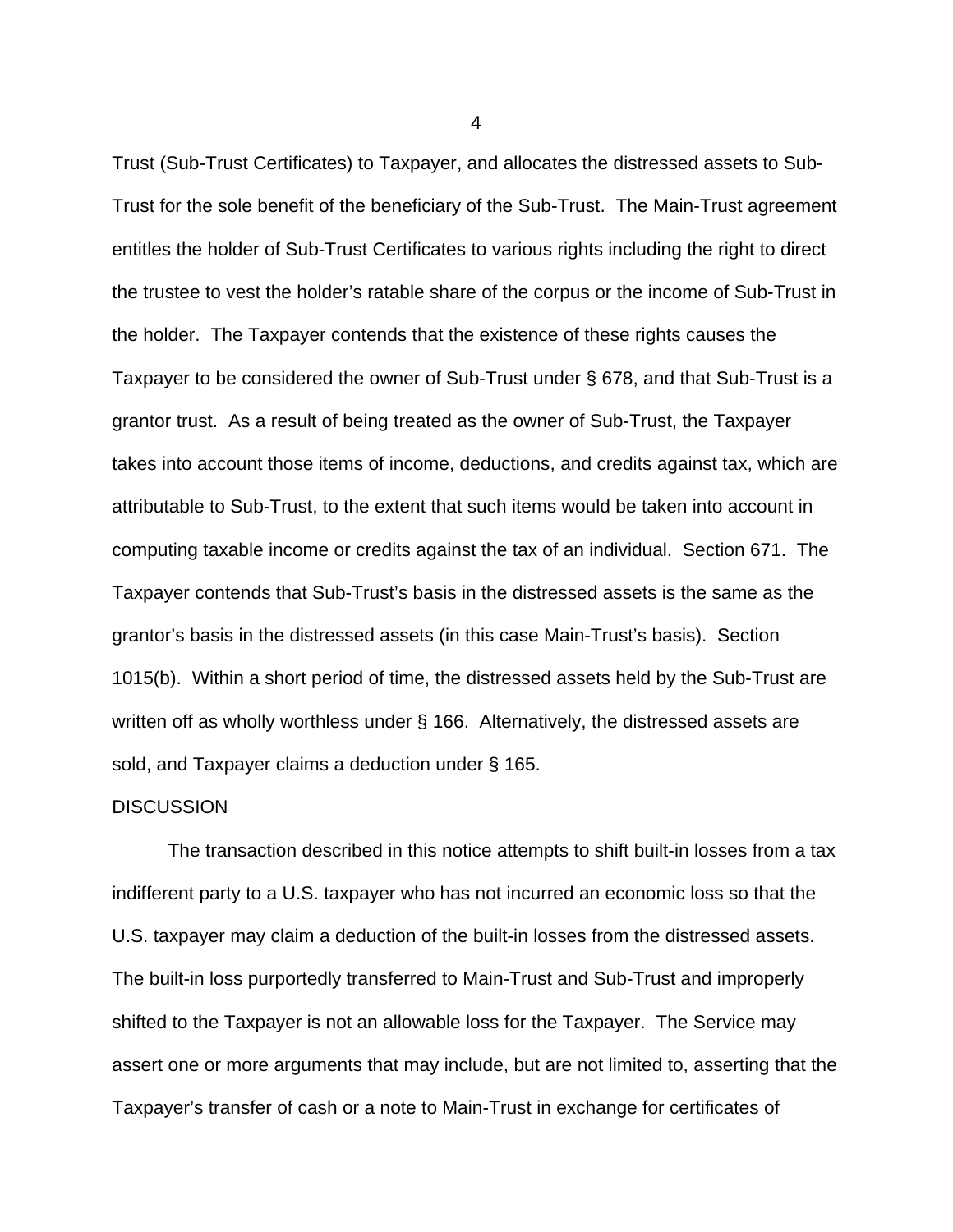Trust (Sub-Trust Certificates) to Taxpayer, and allocates the distressed assets to Sub-Trust for the sole benefit of the beneficiary of the Sub-Trust. The Main-Trust agreement entitles the holder of Sub-Trust Certificates to various rights including the right to direct the trustee to vest the holder's ratable share of the corpus or the income of Sub-Trust in the holder. The Taxpayer contends that the existence of these rights causes the Taxpayer to be considered the owner of Sub-Trust under § 678, and that Sub-Trust is a grantor trust. As a result of being treated as the owner of Sub-Trust, the Taxpayer takes into account those items of income, deductions, and credits against tax, which are attributable to Sub-Trust, to the extent that such items would be taken into account in computing taxable income or credits against the tax of an individual. Section 671. The Taxpayer contends that Sub-Trust's basis in the distressed assets is the same as the grantor's basis in the distressed assets (in this case Main-Trust's basis). Section 1015(b). Within a short period of time, the distressed assets held by the Sub-Trust are written off as wholly worthless under § 166. Alternatively, the distressed assets are sold, and Taxpayer claims a deduction under § 165.

DISCUSSION

The transaction described in this notice attempts to shift built-in losses from a tax indifferent party to a U.S. taxpayer who has not incurred an economic loss so that the U.S. taxpayer may claim a deduction of the built-in losses from the distressed assets. The built-in loss purportedly transferred to Main-Trust and Sub-Trust and improperly shifted to the Taxpayer is not an allowable loss for the Taxpayer. The Service may assert one or more arguments that may include, but are not limited to, asserting that the Taxpayer's transfer of cash or a note to Main-Trust in exchange for certificates of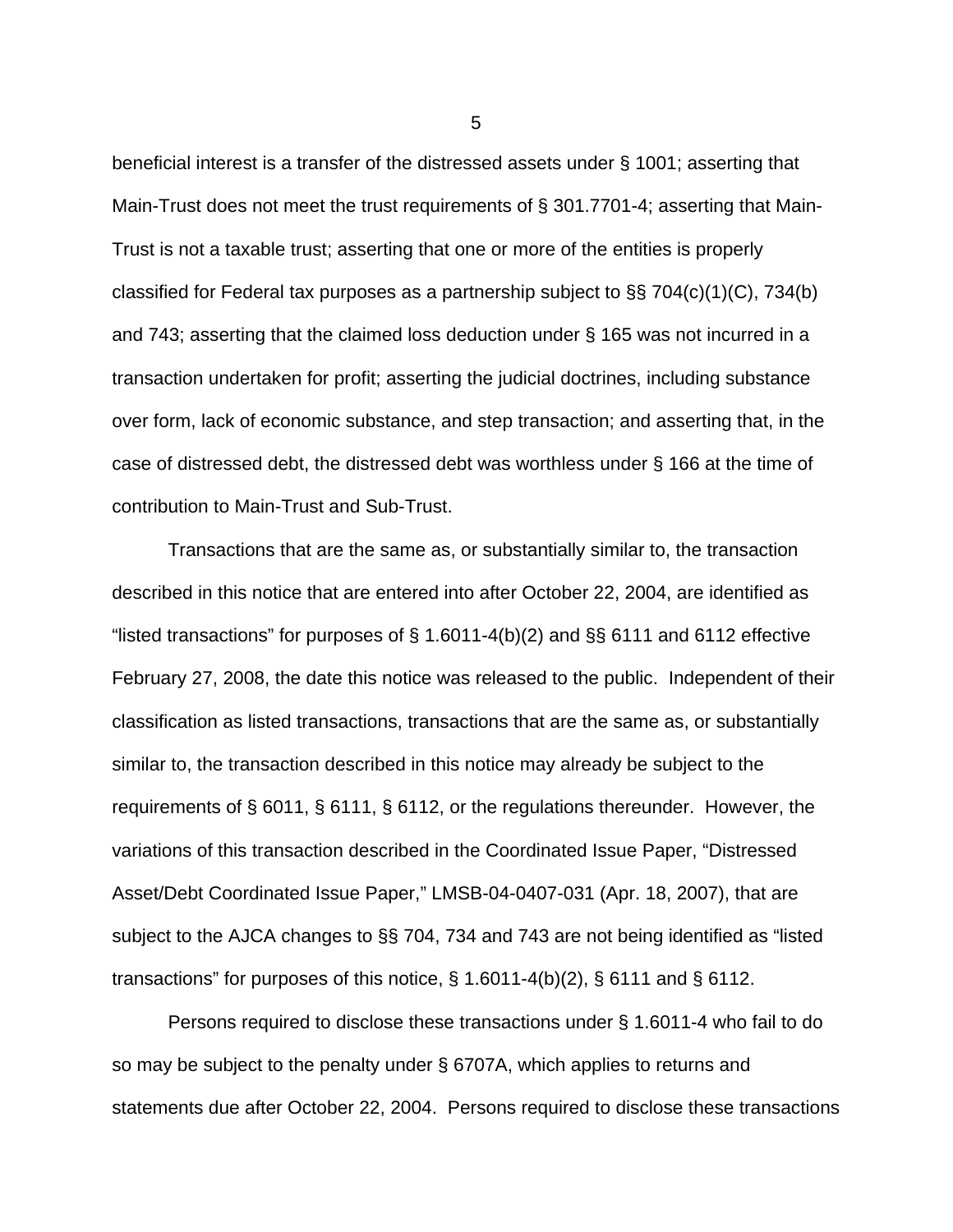beneficial interest is a transfer of the distressed assets under § 1001; asserting that Main-Trust does not meet the trust requirements of § 301.7701-4; asserting that Main-Trust is not a taxable trust; asserting that one or more of the entities is properly classified for Federal tax purposes as a partnership subject to §§ 704(c)(1)(C), 734(b) and 743; asserting that the claimed loss deduction under § 165 was not incurred in a transaction undertaken for profit; asserting the judicial doctrines, including substance over form, lack of economic substance, and step transaction; and asserting that, in the case of distressed debt, the distressed debt was worthless under § 166 at the time of contribution to Main-Trust and Sub-Trust.

Transactions that are the same as, or substantially similar to, the transaction described in this notice that are entered into after October 22, 2004, are identified as "listed transactions" for purposes of § 1.6011-4(b)(2) and §§ 6111 and 6112 effective February 27, 2008, the date this notice was released to the public. Independent of their classification as listed transactions, transactions that are the same as, or substantially similar to, the transaction described in this notice may already be subject to the requirements of § 6011, § 6111, § 6112, or the regulations thereunder. However, the variations of this transaction described in the Coordinated Issue Paper, "Distressed Asset/Debt Coordinated Issue Paper," LMSB-04-0407-031 (Apr. 18, 2007), that are subject to the AJCA changes to §§ 704, 734 and 743 are not being identified as "listed transactions" for purposes of this notice, § 1.6011-4(b)(2), § 6111 and § 6112.

Persons required to disclose these transactions under § 1.6011-4 who fail to do so may be subject to the penalty under § 6707A, which applies to returns and statements due after October 22, 2004. Persons required to disclose these transactions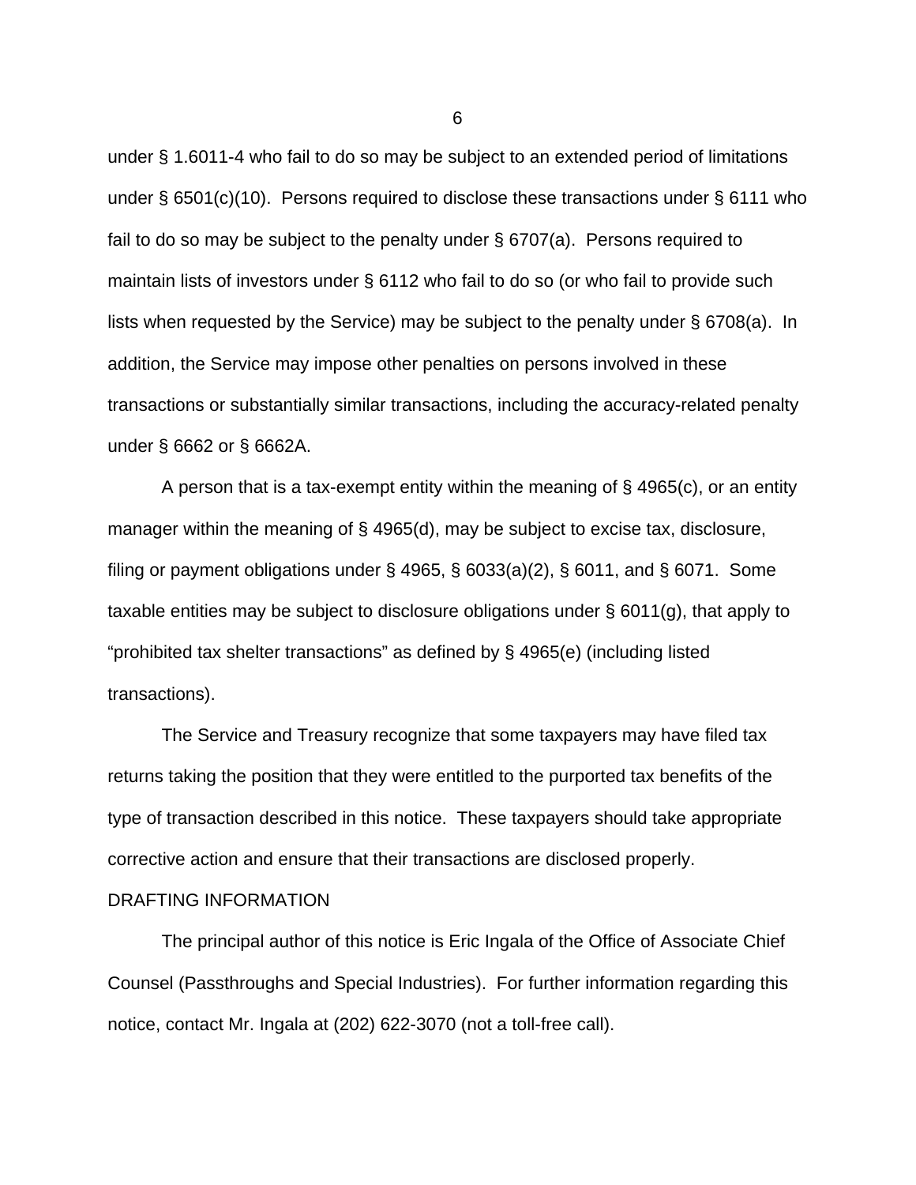under § 1.6011-4 who fail to do so may be subject to an extended period of limitations under § 6501(c)(10). Persons required to disclose these transactions under § 6111 who fail to do so may be subject to the penalty under § 6707(a). Persons required to maintain lists of investors under § 6112 who fail to do so (or who fail to provide such lists when requested by the Service) may be subject to the penalty under § 6708(a). In addition, the Service may impose other penalties on persons involved in these transactions or substantially similar transactions, including the accuracy-related penalty under § 6662 or § 6662A.

A person that is a tax-exempt entity within the meaning of § 4965(c), or an entity manager within the meaning of § 4965(d), may be subject to excise tax, disclosure, filing or payment obligations under § 4965, § 6033(a)(2), § 6011, and § 6071. Some taxable entities may be subject to disclosure obligations under § 6011(g), that apply to "prohibited tax shelter transactions" as defined by § 4965(e) (including listed transactions).

The Service and Treasury recognize that some taxpayers may have filed tax returns taking the position that they were entitled to the purported tax benefits of the type of transaction described in this notice. These taxpayers should take appropriate corrective action and ensure that their transactions are disclosed properly.

DRAFTING INFORMATION

The principal author of this notice is Eric Ingala of the Office of Associate Chief Counsel (Passthroughs and Special Industries). For further information regarding this notice, contact Mr. Ingala at (202) 622-3070 (not a toll-free call).